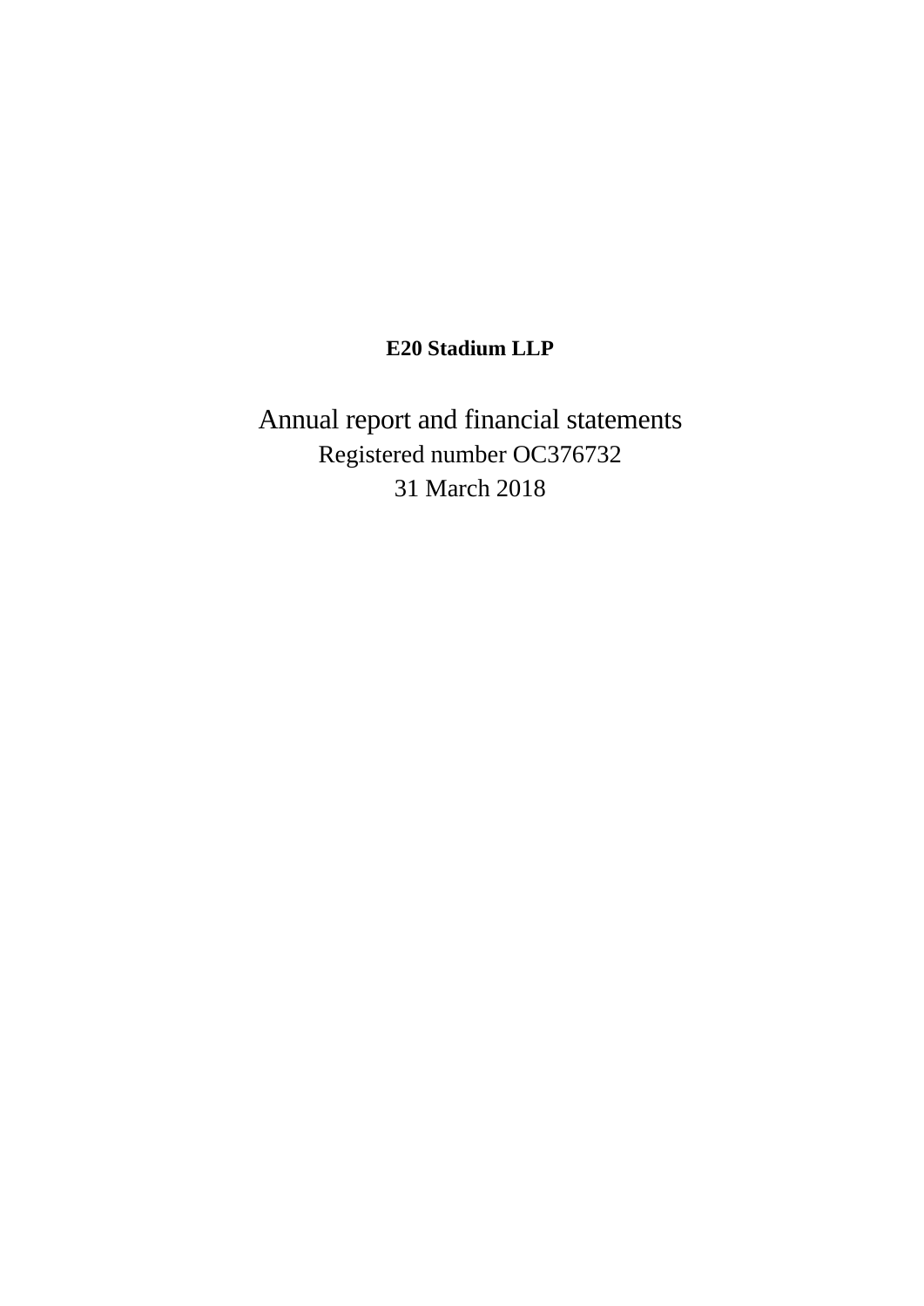**E20 Stadium LLP**

# Annual report and financial statements

Registered number OC376732

31 March 2018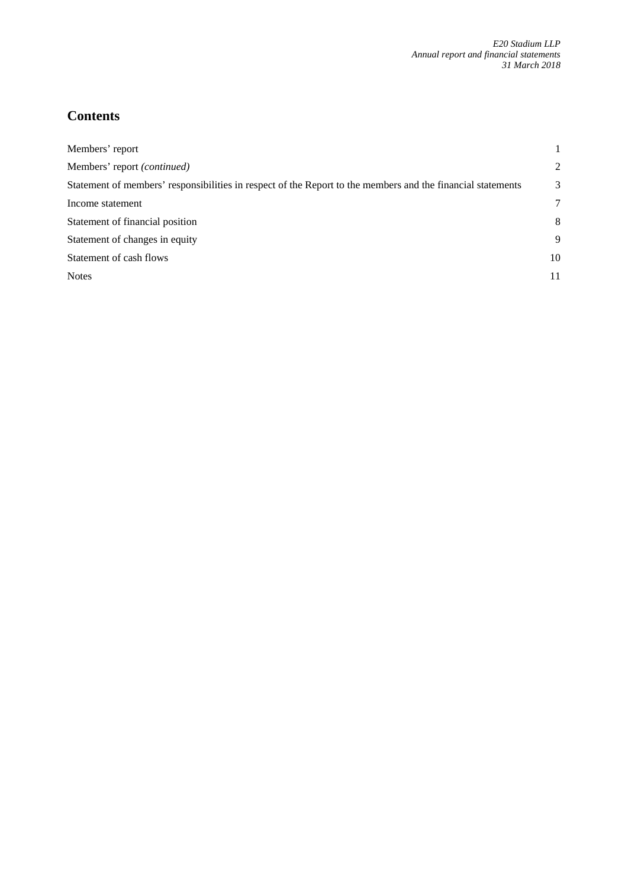# Contents

| | |
|---|---|
| Members' report | 1 |
| Members' report *(continued)* | 2 |
| Statement of members' responsibilities in respect of the Report to the members and the financial statements | 3 |
| Income statement | 7 |
| Statement of financial position | 8 |
| Statement of changes in equity | 9 |
| Statement of cash flows | 10 |
| Notes | 11 |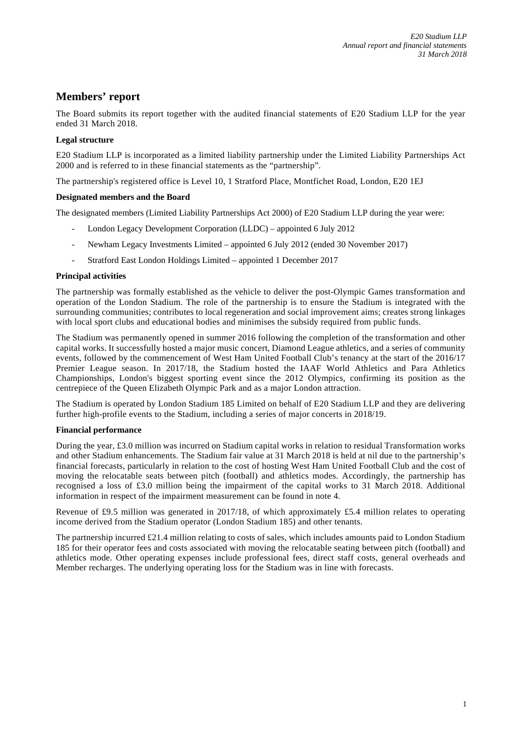# Members' report

The Board submits its report together with the audited financial statements of E20 Stadium LLP for the year ended 31 March 2018.

**Legal structure**

E20 Stadium LLP is incorporated as a limited liability partnership under the Limited Liability Partnerships Act 2000 and is referred to in these financial statements as the "partnership".

The partnership's registered office is Level 10, 1 Stratford Place, Montfichet Road, London, E20 1EJ

**Designated members and the Board**

The designated members (Limited Liability Partnerships Act 2000) of E20 Stadium LLP during the year were:

- London Legacy Development Corporation (LLDC) – appointed 6 July 2012
- Newham Legacy Investments Limited – appointed 6 July 2012 (ended 30 November 2017)
- Stratford East London Holdings Limited – appointed 1 December 2017

**Principal activities**

The partnership was formally established as the vehicle to deliver the post-Olympic Games transformation and operation of the London Stadium. The role of the partnership is to ensure the Stadium is integrated with the surrounding communities; contributes to local regeneration and social improvement aims; creates strong linkages with local sport clubs and educational bodies and minimises the subsidy required from public funds.

The Stadium was permanently opened in summer 2016 following the completion of the transformation and other capital works. It successfully hosted a major music concert, Diamond League athletics, and a series of community events, followed by the commencement of West Ham United Football Club's tenancy at the start of the 2016/17 Premier League season. In 2017/18, the Stadium hosted the IAAF World Athletics and Para Athletics Championships, London's biggest sporting event since the 2012 Olympics, confirming its position as the centrepiece of the Queen Elizabeth Olympic Park and as a major London attraction.

The Stadium is operated by London Stadium 185 Limited on behalf of E20 Stadium LLP and they are delivering further high-profile events to the Stadium, including a series of major concerts in 2018/19.

**Financial performance**

During the year, £3.0 million was incurred on Stadium capital works in relation to residual Transformation works and other Stadium enhancements. The Stadium fair value at 31 March 2018 is held at nil due to the partnership's financial forecasts, particularly in relation to the cost of hosting West Ham United Football Club and the cost of moving the relocatable seats between pitch (football) and athletics modes. Accordingly, the partnership has recognised a loss of £3.0 million being the impairment of the capital works to 31 March 2018. Additional information in respect of the impairment measurement can be found in note 4.

Revenue of £9.5 million was generated in 2017/18, of which approximately £5.4 million relates to operating income derived from the Stadium operator (London Stadium 185) and other tenants.

The partnership incurred £21.4 million relating to costs of sales, which includes amounts paid to London Stadium 185 for their operator fees and costs associated with moving the relocatable seating between pitch (football) and athletics mode. Other operating expenses include professional fees, direct staff costs, general overheads and Member recharges. The underlying operating loss for the Stadium was in line with forecasts.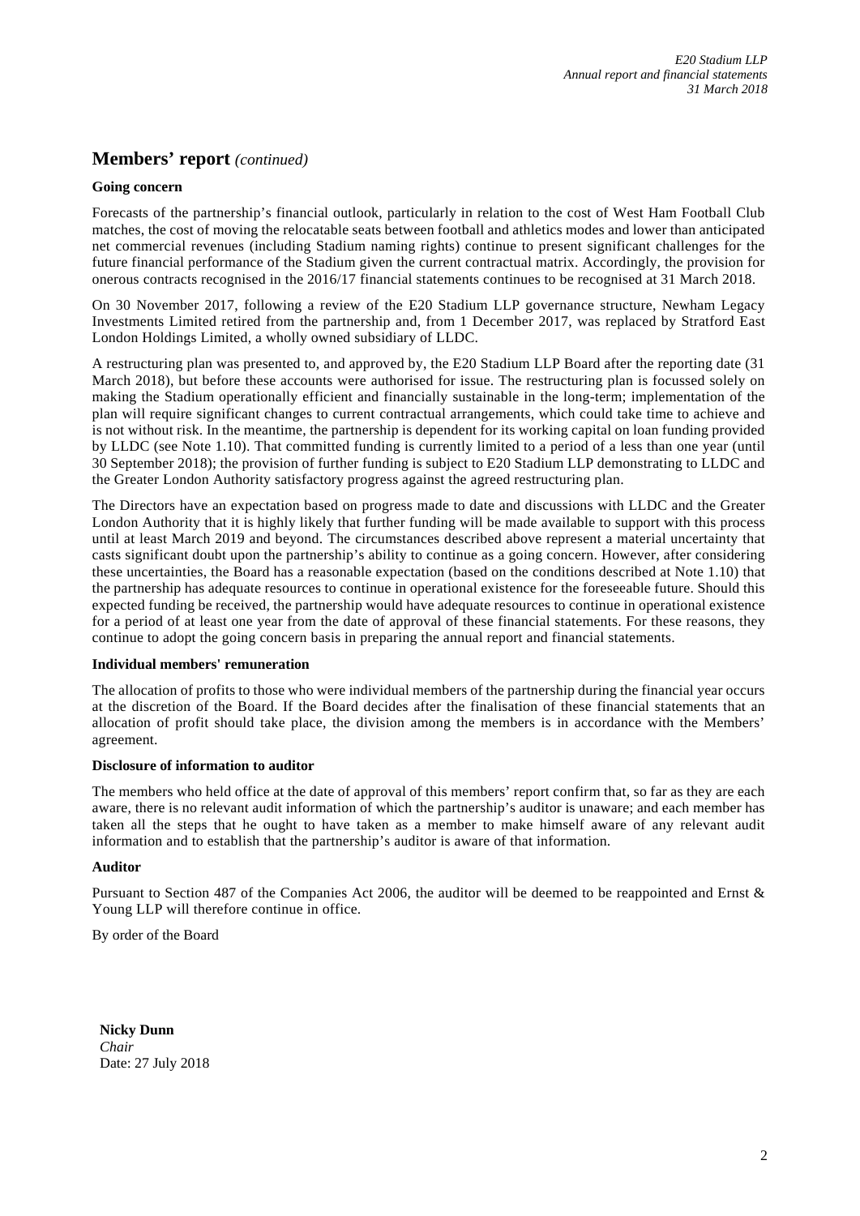## Members' report *(continued)*

**Going concern**

Forecasts of the partnership's financial outlook, particularly in relation to the cost of West Ham Football Club matches, the cost of moving the relocatable seats between football and athletics modes and lower than anticipated net commercial revenues (including Stadium naming rights) continue to present significant challenges for the future financial performance of the Stadium given the current contractual matrix. Accordingly, the provision for onerous contracts recognised in the 2016/17 financial statements continues to be recognised at 31 March 2018.

On 30 November 2017, following a review of the E20 Stadium LLP governance structure, Newham Legacy Investments Limited retired from the partnership and, from 1 December 2017, was replaced by Stratford East London Holdings Limited, a wholly owned subsidiary of LLDC.

A restructuring plan was presented to, and approved by, the E20 Stadium LLP Board after the reporting date (31 March 2018), but before these accounts were authorised for issue. The restructuring plan is focussed solely on making the Stadium operationally efficient and financially sustainable in the long-term; implementation of the plan will require significant changes to current contractual arrangements, which could take time to achieve and is not without risk. In the meantime, the partnership is dependent for its working capital on loan funding provided by LLDC (see Note 1.10). That committed funding is currently limited to a period of a less than one year (until 30 September 2018); the provision of further funding is subject to E20 Stadium LLP demonstrating to LLDC and the Greater London Authority satisfactory progress against the agreed restructuring plan.

The Directors have an expectation based on progress made to date and discussions with LLDC and the Greater London Authority that it is highly likely that further funding will be made available to support with this process until at least March 2019 and beyond. The circumstances described above represent a material uncertainty that casts significant doubt upon the partnership's ability to continue as a going concern. However, after considering these uncertainties, the Board has a reasonable expectation (based on the conditions described at Note 1.10) that the partnership has adequate resources to continue in operational existence for the foreseeable future. Should this expected funding be received, the partnership would have adequate resources to continue in operational existence for a period of at least one year from the date of approval of these financial statements. For these reasons, they continue to adopt the going concern basis in preparing the annual report and financial statements.

**Individual members' remuneration**

The allocation of profits to those who were individual members of the partnership during the financial year occurs at the discretion of the Board. If the Board decides after the finalisation of these financial statements that an allocation of profit should take place, the division among the members is in accordance with the Members' agreement.

**Disclosure of information to auditor**

The members who held office at the date of approval of this members' report confirm that, so far as they are each aware, there is no relevant audit information of which the partnership's auditor is unaware; and each member has taken all the steps that he ought to have taken as a member to make himself aware of any relevant audit information and to establish that the partnership's auditor is aware of that information.

**Auditor**

Pursuant to Section 487 of the Companies Act 2006, the auditor will be deemed to be reappointed and Ernst & Young LLP will therefore continue in office.

By order of the Board

**Nicky Dunn**
*Chair*
Date: 27 July 2018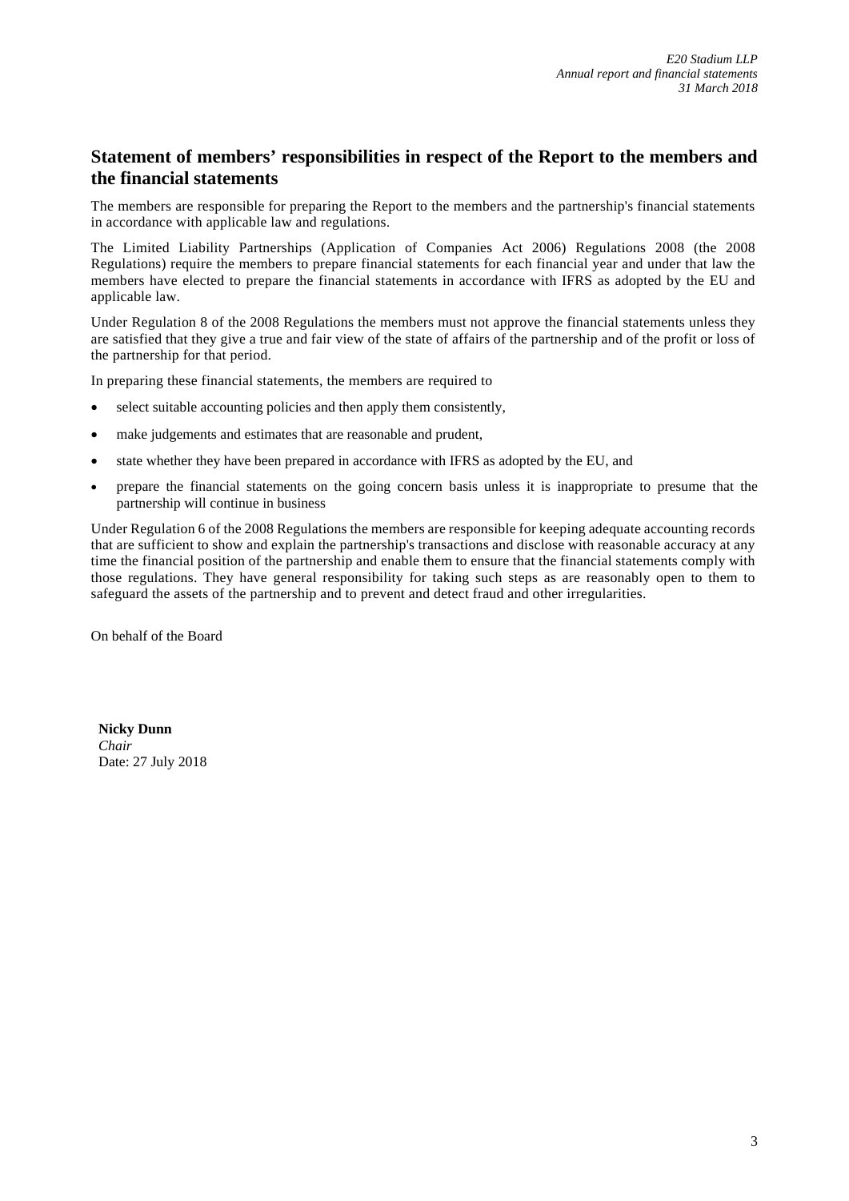## Statement of members' responsibilities in respect of the Report to the members and the financial statements

The members are responsible for preparing the Report to the members and the partnership's financial statements in accordance with applicable law and regulations.

The Limited Liability Partnerships (Application of Companies Act 2006) Regulations 2008 (the 2008 Regulations) require the members to prepare financial statements for each financial year and under that law the members have elected to prepare the financial statements in accordance with IFRS as adopted by the EU and applicable law.

Under Regulation 8 of the 2008 Regulations the members must not approve the financial statements unless they are satisfied that they give a true and fair view of the state of affairs of the partnership and of the profit or loss of the partnership for that period.

In preparing these financial statements, the members are required to

- select suitable accounting policies and then apply them consistently,
- make judgements and estimates that are reasonable and prudent,
- state whether they have been prepared in accordance with IFRS as adopted by the EU, and
- prepare the financial statements on the going concern basis unless it is inappropriate to presume that the partnership will continue in business

Under Regulation 6 of the 2008 Regulations the members are responsible for keeping adequate accounting records that are sufficient to show and explain the partnership's transactions and disclose with reasonable accuracy at any time the financial position of the partnership and enable them to ensure that the financial statements comply with those regulations. They have general responsibility for taking such steps as are reasonably open to them to safeguard the assets of the partnership and to prevent and detect fraud and other irregularities.

On behalf of the Board

**Nicky Dunn**
*Chair*
Date: 27 July 2018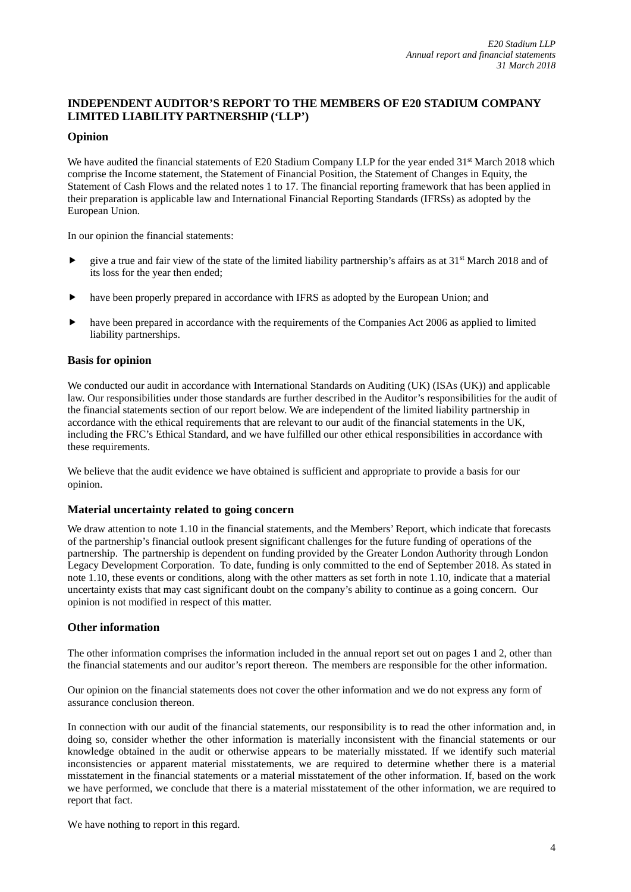## INDEPENDENT AUDITOR'S REPORT TO THE MEMBERS OF E20 STADIUM COMPANY LIMITED LIABILITY PARTNERSHIP ('LLP')

### Opinion

We have audited the financial statements of E20 Stadium Company LLP for the year ended 31st March 2018 which comprise the Income statement, the Statement of Financial Position, the Statement of Changes in Equity, the Statement of Cash Flows and the related notes 1 to 17. The financial reporting framework that has been applied in their preparation is applicable law and International Financial Reporting Standards (IFRSs) as adopted by the European Union.

In our opinion the financial statements:

- give a true and fair view of the state of the limited liability partnership's affairs as at 31st March 2018 and of its loss for the year then ended;
- have been properly prepared in accordance with IFRS as adopted by the European Union; and
- have been prepared in accordance with the requirements of the Companies Act 2006 as applied to limited liability partnerships.

### Basis for opinion

We conducted our audit in accordance with International Standards on Auditing (UK) (ISAs (UK)) and applicable law. Our responsibilities under those standards are further described in the Auditor's responsibilities for the audit of the financial statements section of our report below. We are independent of the limited liability partnership in accordance with the ethical requirements that are relevant to our audit of the financial statements in the UK, including the FRC's Ethical Standard, and we have fulfilled our other ethical responsibilities in accordance with these requirements.

We believe that the audit evidence we have obtained is sufficient and appropriate to provide a basis for our opinion.

### Material uncertainty related to going concern

We draw attention to note 1.10 in the financial statements, and the Members' Report, which indicate that forecasts of the partnership's financial outlook present significant challenges for the future funding of operations of the partnership. The partnership is dependent on funding provided by the Greater London Authority through London Legacy Development Corporation. To date, funding is only committed to the end of September 2018. As stated in note 1.10, these events or conditions, along with the other matters as set forth in note 1.10, indicate that a material uncertainty exists that may cast significant doubt on the company's ability to continue as a going concern. Our opinion is not modified in respect of this matter.

### Other information

The other information comprises the information included in the annual report set out on pages 1 and 2, other than the financial statements and our auditor's report thereon. The members are responsible for the other information.

Our opinion on the financial statements does not cover the other information and we do not express any form of assurance conclusion thereon.

In connection with our audit of the financial statements, our responsibility is to read the other information and, in doing so, consider whether the other information is materially inconsistent with the financial statements or our knowledge obtained in the audit or otherwise appears to be materially misstated. If we identify such material inconsistencies or apparent material misstatements, we are required to determine whether there is a material misstatement in the financial statements or a material misstatement of the other information. If, based on the work we have performed, we conclude that there is a material misstatement of the other information, we are required to report that fact.

We have nothing to report in this regard.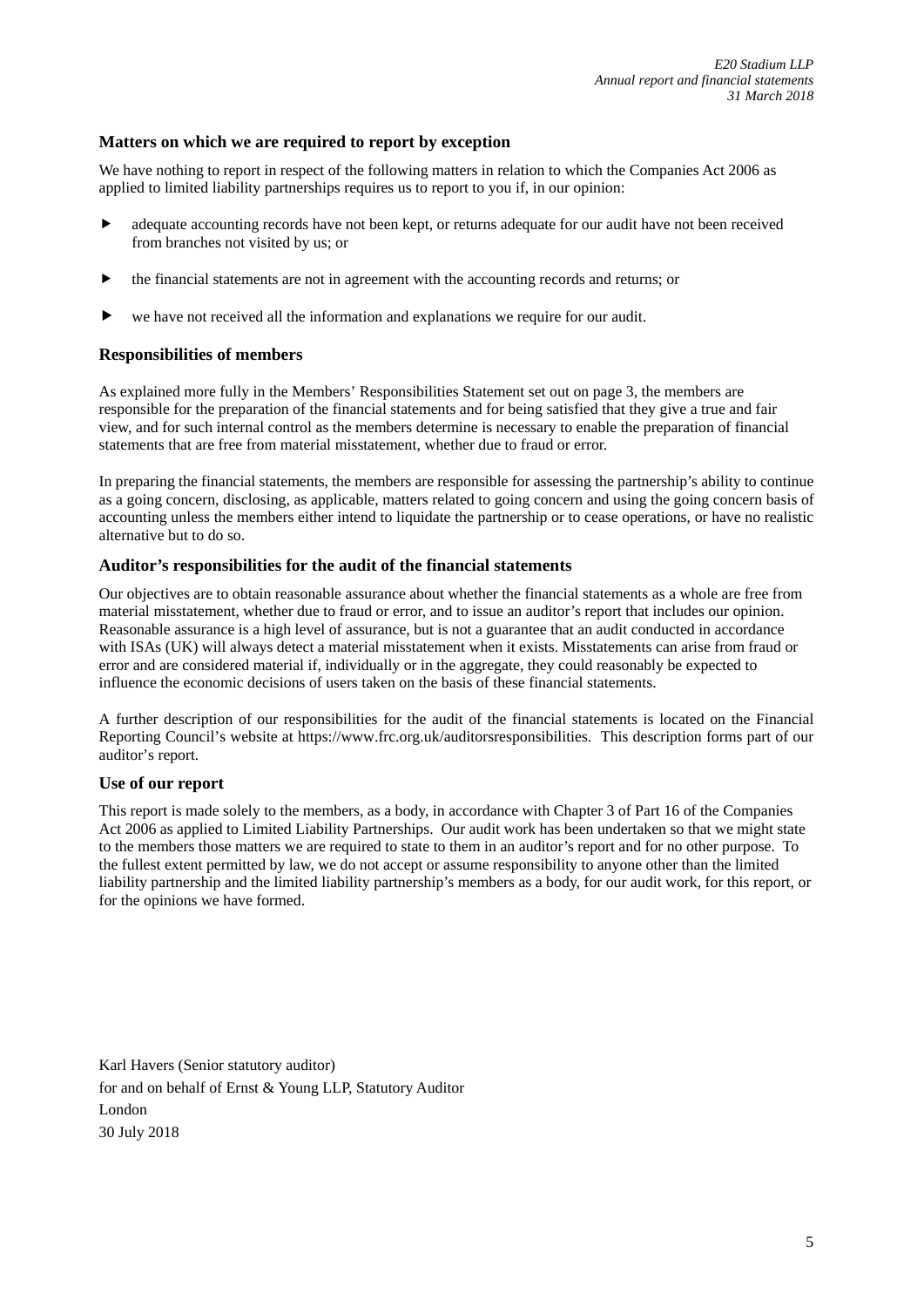### Matters on which we are required to report by exception

We have nothing to report in respect of the following matters in relation to which the Companies Act 2006 as applied to limited liability partnerships requires us to report to you if, in our opinion:

- adequate accounting records have not been kept, or returns adequate for our audit have not been received from branches not visited by us; or
- the financial statements are not in agreement with the accounting records and returns; or
- we have not received all the information and explanations we require for our audit.

### Responsibilities of members

As explained more fully in the Members' Responsibilities Statement set out on page 3, the members are responsible for the preparation of the financial statements and for being satisfied that they give a true and fair view, and for such internal control as the members determine is necessary to enable the preparation of financial statements that are free from material misstatement, whether due to fraud or error.

In preparing the financial statements, the members are responsible for assessing the partnership's ability to continue as a going concern, disclosing, as applicable, matters related to going concern and using the going concern basis of accounting unless the members either intend to liquidate the partnership or to cease operations, or have no realistic alternative but to do so.

### Auditor's responsibilities for the audit of the financial statements

Our objectives are to obtain reasonable assurance about whether the financial statements as a whole are free from material misstatement, whether due to fraud or error, and to issue an auditor's report that includes our opinion. Reasonable assurance is a high level of assurance, but is not a guarantee that an audit conducted in accordance with ISAs (UK) will always detect a material misstatement when it exists. Misstatements can arise from fraud or error and are considered material if, individually or in the aggregate, they could reasonably be expected to influence the economic decisions of users taken on the basis of these financial statements.

A further description of our responsibilities for the audit of the financial statements is located on the Financial Reporting Council's website at https://www.frc.org.uk/auditorsresponsibilities. This description forms part of our auditor's report.

### Use of our report

This report is made solely to the members, as a body, in accordance with Chapter 3 of Part 16 of the Companies Act 2006 as applied to Limited Liability Partnerships. Our audit work has been undertaken so that we might state to the members those matters we are required to state to them in an auditor's report and for no other purpose. To the fullest extent permitted by law, we do not accept or assume responsibility to anyone other than the limited liability partnership and the limited liability partnership's members as a body, for our audit work, for this report, or for the opinions we have formed.

Karl Havers (Senior statutory auditor)
for and on behalf of Ernst & Young LLP, Statutory Auditor
London
30 July 2018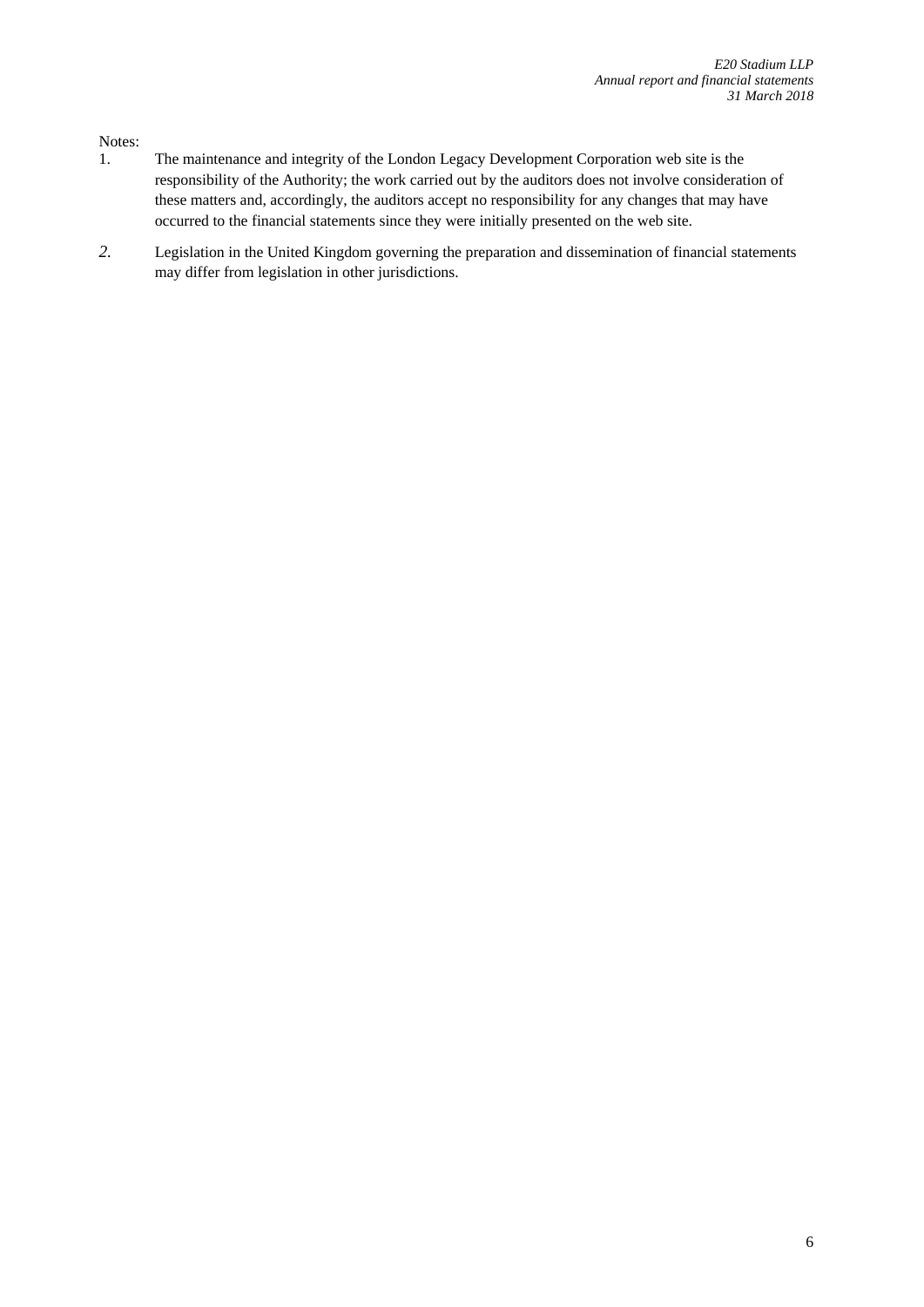Notes:

1. The maintenance and integrity of the London Legacy Development Corporation web site is the responsibility of the Authority; the work carried out by the auditors does not involve consideration of these matters and, accordingly, the auditors accept no responsibility for any changes that may have occurred to the financial statements since they were initially presented on the web site.
2. Legislation in the United Kingdom governing the preparation and dissemination of financial statements may differ from legislation in other jurisdictions.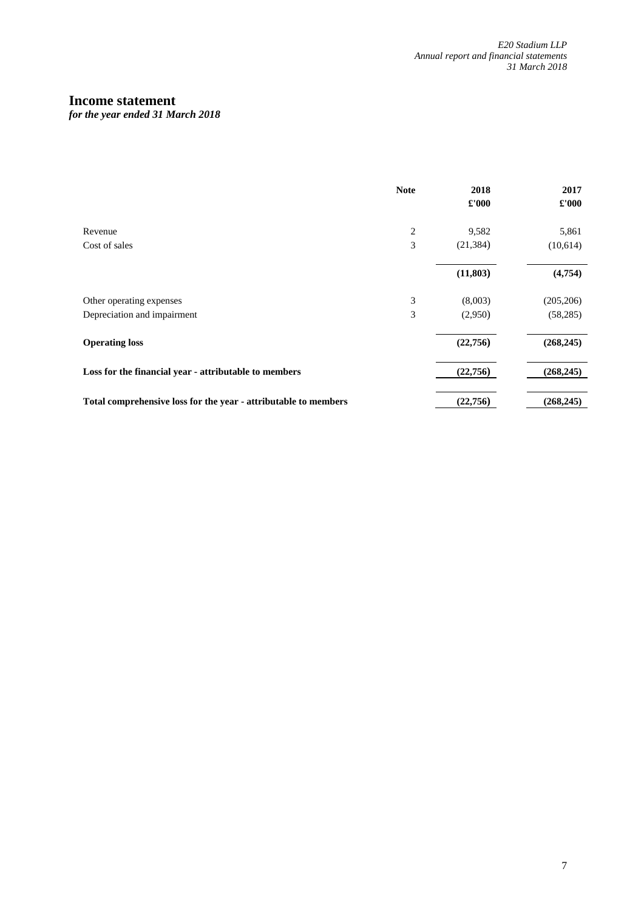# Income statement

*for the year ended 31 March 2018*

| | Note | 2018 £'000 | 2017 £'000 |
|---|---|---|---|
| Revenue | 2 | 9,582 | 5,861 |
| Cost of sales | 3 | (21,384) | (10,614) |
| | | **(11,803)** | **(4,754)** |
| Other operating expenses | 3 | (8,003) | (205,206) |
| Depreciation and impairment | 3 | (2,950) | (58,285) |
| **Operating loss** | | **(22,756)** | **(268,245)** |
| **Loss for the financial year - attributable to members** | | **(22,756)** | **(268,245)** |
| **Total comprehensive loss for the year - attributable to members** | | **(22,756)** | **(268,245)** |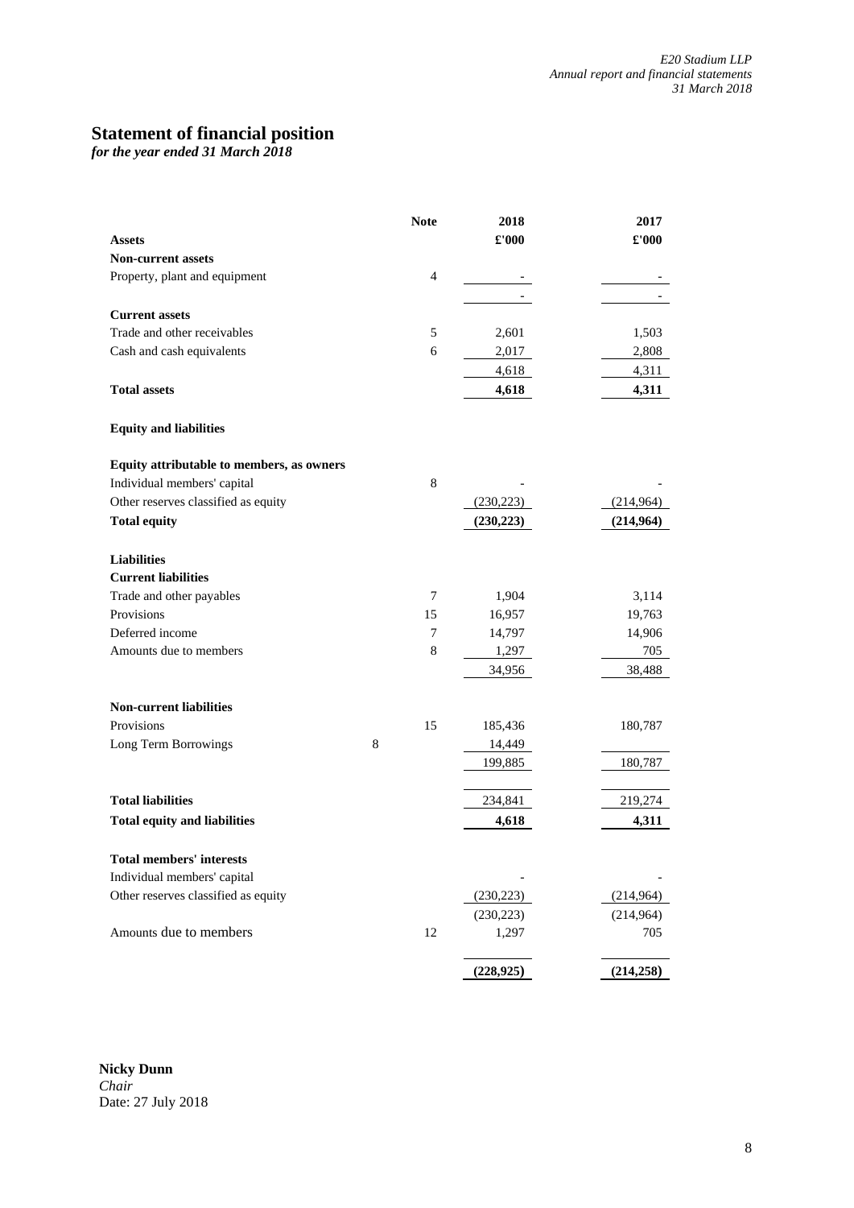# Statement of financial position

*for the year ended 31 March 2018*

| | Note | 2018 | 2017 |
|---|---|---|---|
| **Assets** | | **£'000** | **£'000** |
| **Non-current assets** | | | |
| Property, plant and equipment | 4 | - | - |
| | | - | - |
| **Current assets** | | | |
| Trade and other receivables | 5 | 2,601 | 1,503 |
| Cash and cash equivalents | 6 | 2,017 | 2,808 |
| | | 4,618 | 4,311 |
| **Total assets** | | **4,618** | **4,311** |
| **Equity and liabilities** | | | |
| **Equity attributable to members, as owners** | | | |
| Individual members' capital | 8 | - | - |
| Other reserves classified as equity | | (230,223) | (214,964) |
| **Total equity** | | **(230,223)** | **(214,964)** |
| **Liabilities** | | | |
| **Current liabilities** | | | |
| Trade and other payables | 7 | 1,904 | 3,114 |
| Provisions | 15 | 16,957 | 19,763 |
| Deferred income | 7 | 14,797 | 14,906 |
| Amounts due to members | 8 | 1,297 | 705 |
| | | 34,956 | 38,488 |
| **Non-current liabilities** | | | |
| Provisions | 15 | 185,436 | 180,787 |
| Long Term Borrowings | 8 | 14,449 | |
| | | 199,885 | 180,787 |
| **Total liabilities** | | 234,841 | 219,274 |
| **Total equity and liabilities** | | **4,618** | **4,311** |
| **Total members' interests** | | | |
| Individual members' capital | | - | - |
| Other reserves classified as equity | | (230,223) | (214,964) |
| | | (230,223) | (214,964) |
| Amounts due to members | 12 | 1,297 | 705 |
| | | **(228,925)** | **(214,258)** |

**Nicky Dunn**
*Chair*
Date: 27 July 2018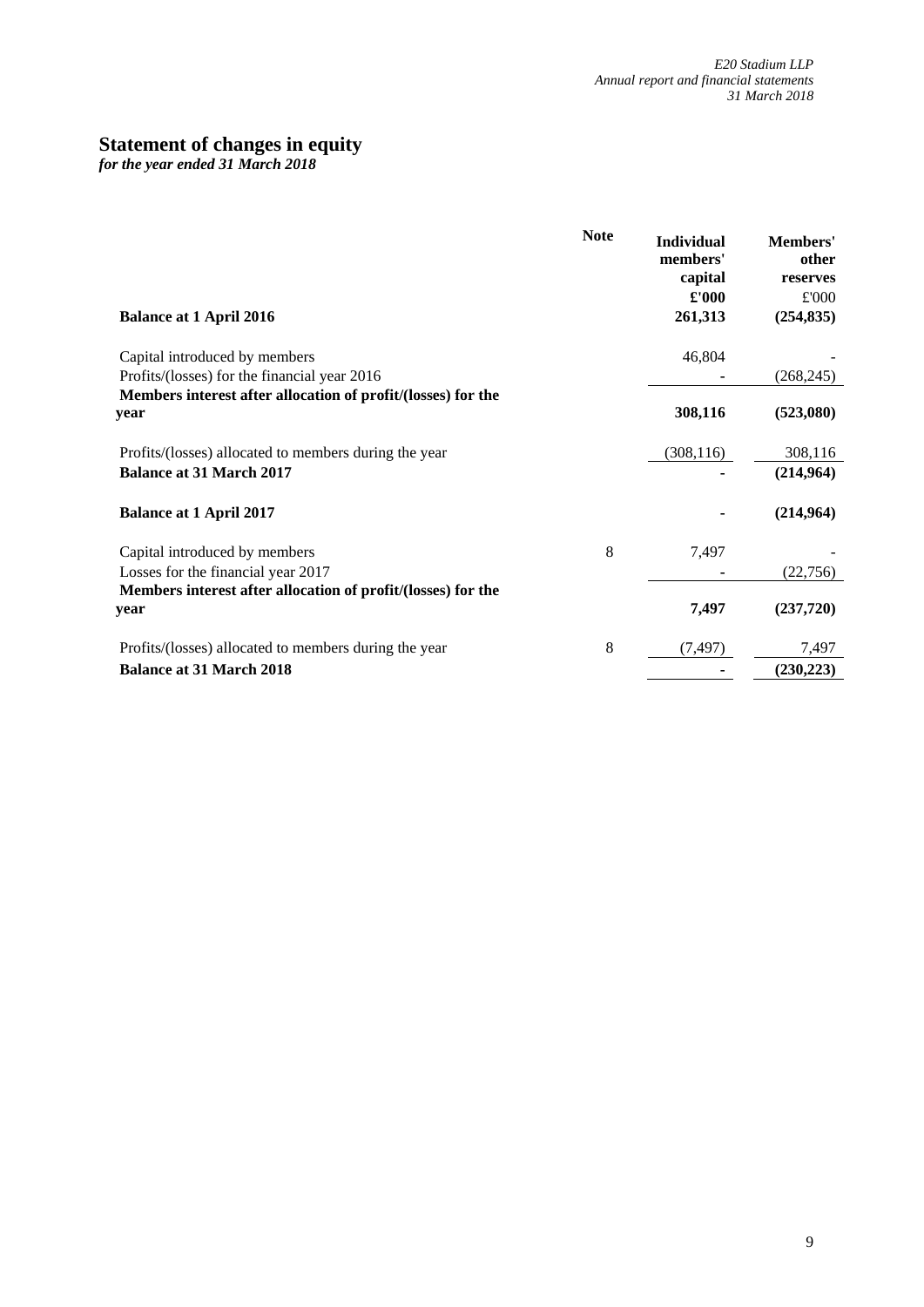## Statement of changes in equity

*for the year ended 31 March 2018*

| | Note | Individual members' capital £'000 | Members' other reserves £'000 |
|---|---|---|---|
| **Balance at 1 April 2016** | | **261,313** | **(254,835)** |
| Capital introduced by members | | 46,804 | - |
| Profits/(losses) for the financial year 2016 | | - | (268,245) |
| **Members interest after allocation of profit/(losses) for the year** | | **308,116** | **(523,080)** |
| Profits/(losses) allocated to members during the year | | (308,116) | 308,116 |
| **Balance at 31 March 2017** | | **-** | **(214,964)** |
| **Balance at 1 April 2017** | | **-** | **(214,964)** |
| Capital introduced by members | 8 | 7,497 | - |
| Losses for the financial year 2017 | | - | (22,756) |
| **Members interest after allocation of profit/(losses) for the year** | | **7,497** | **(237,720)** |
| Profits/(losses) allocated to members during the year | 8 | (7,497) | 7,497 |
| **Balance at 31 March 2018** | | **-** | **(230,223)** |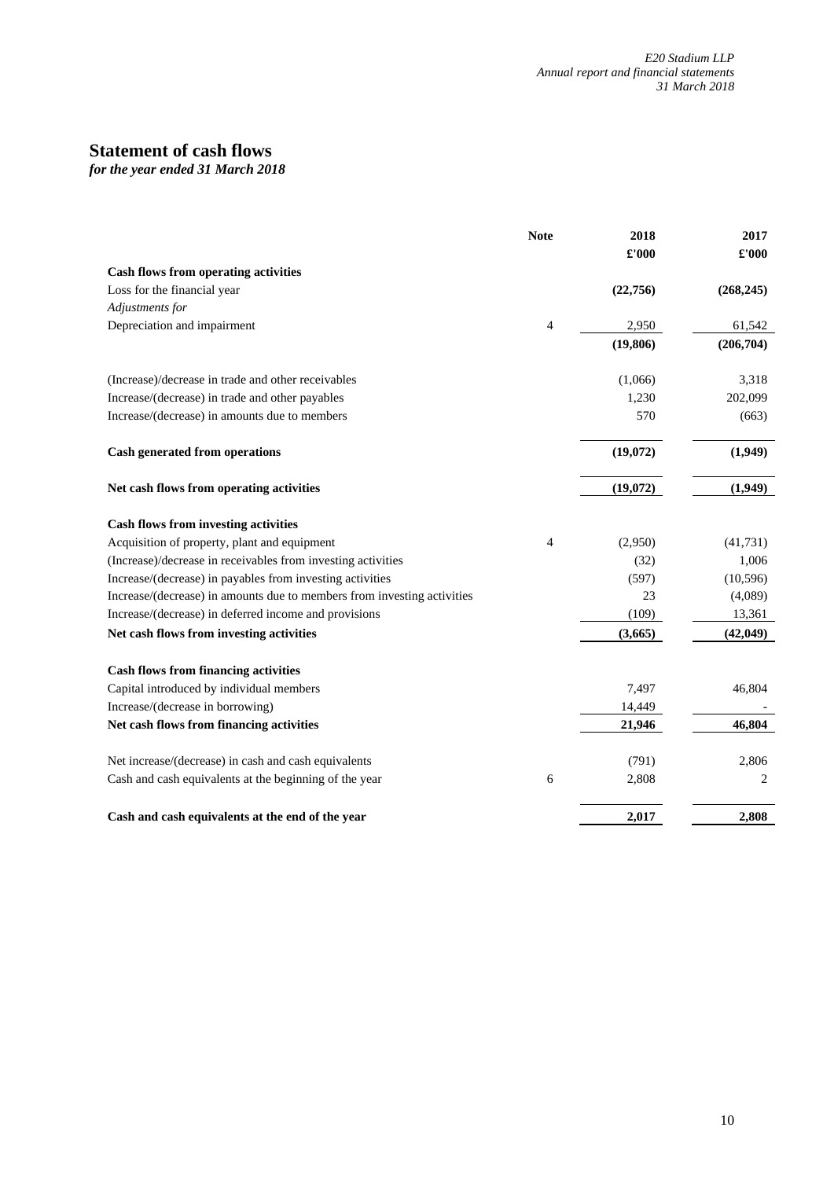# Statement of cash flows

*for the year ended 31 March 2018*

| | Note | 2018 £'000 | 2017 £'000 |
|---|---|---|---|
| **Cash flows from operating activities** | | | |
| Loss for the financial year | | **(22,756)** | **(268,245)** |
| *Adjustments for* | | | |
| Depreciation and impairment | 4 | 2,950 | 61,542 |
| | | **(19,806)** | **(206,704)** |
| (Increase)/decrease in trade and other receivables | | (1,066) | 3,318 |
| Increase/(decrease) in trade and other payables | | 1,230 | 202,099 |
| Increase/(decrease) in amounts due to members | | 570 | (663) |
| **Cash generated from operations** | | **(19,072)** | **(1,949)** |
| **Net cash flows from operating activities** | | **(19,072)** | **(1,949)** |
| **Cash flows from investing activities** | | | |
| Acquisition of property, plant and equipment | 4 | (2,950) | (41,731) |
| (Increase)/decrease in receivables from investing activities | | (32) | 1,006 |
| Increase/(decrease) in payables from investing activities | | (597) | (10,596) |
| Increase/(decrease) in amounts due to members from investing activities | | 23 | (4,089) |
| Increase/(decrease) in deferred income and provisions | | (109) | 13,361 |
| **Net cash flows from investing activities** | | **(3,665)** | **(42,049)** |
| **Cash flows from financing activities** | | | |
| Capital introduced by individual members | | 7,497 | 46,804 |
| Increase/(decrease in borrowing) | | 14,449 | - |
| **Net cash flows from financing activities** | | **21,946** | **46,804** |
| Net increase/(decrease) in cash and cash equivalents | | (791) | 2,806 |
| Cash and cash equivalents at the beginning of the year | 6 | 2,808 | 2 |
| **Cash and cash equivalents at the end of the year** | | **2,017** | **2,808** |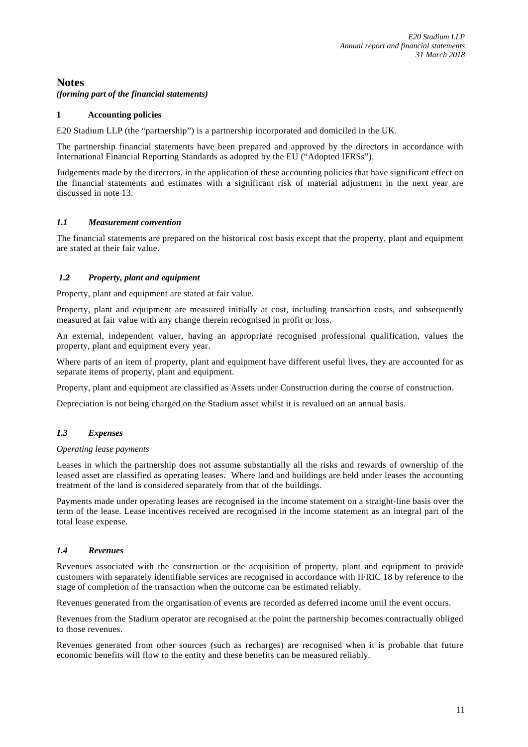# Notes

*(forming part of the financial statements)*

## 1 Accounting policies

E20 Stadium LLP (the "partnership") is a partnership incorporated and domiciled in the UK.

The partnership financial statements have been prepared and approved by the directors in accordance with International Financial Reporting Standards as adopted by the EU ("Adopted IFRSs").

Judgements made by the directors, in the application of these accounting policies that have significant effect on the financial statements and estimates with a significant risk of material adjustment in the next year are discussed in note 13.

### *1.1 Measurement convention*

The financial statements are prepared on the historical cost basis except that the property, plant and equipment are stated at their fair value.

### *1.2 Property, plant and equipment*

Property, plant and equipment are stated at fair value.

Property, plant and equipment are measured initially at cost, including transaction costs, and subsequently measured at fair value with any change therein recognised in profit or loss.

An external, independent valuer, having an appropriate recognised professional qualification, values the property, plant and equipment every year.

Where parts of an item of property, plant and equipment have different useful lives, they are accounted for as separate items of property, plant and equipment.

Property, plant and equipment are classified as Assets under Construction during the course of construction.

Depreciation is not being charged on the Stadium asset whilst it is revalued on an annual basis.

### *1.3 Expenses*

*Operating lease payments*

Leases in which the partnership does not assume substantially all the risks and rewards of ownership of the leased asset are classified as operating leases. Where land and buildings are held under leases the accounting treatment of the land is considered separately from that of the buildings.

Payments made under operating leases are recognised in the income statement on a straight-line basis over the term of the lease. Lease incentives received are recognised in the income statement as an integral part of the total lease expense.

### *1.4 Revenues*

Revenues associated with the construction or the acquisition of property, plant and equipment to provide customers with separately identifiable services are recognised in accordance with IFRIC 18 by reference to the stage of completion of the transaction when the outcome can be estimated reliably.

Revenues generated from the organisation of events are recorded as deferred income until the event occurs.

Revenues from the Stadium operator are recognised at the point the partnership becomes contractually obliged to those revenues.

Revenues generated from other sources (such as recharges) are recognised when it is probable that future economic benefits will flow to the entity and these benefits can be measured reliably.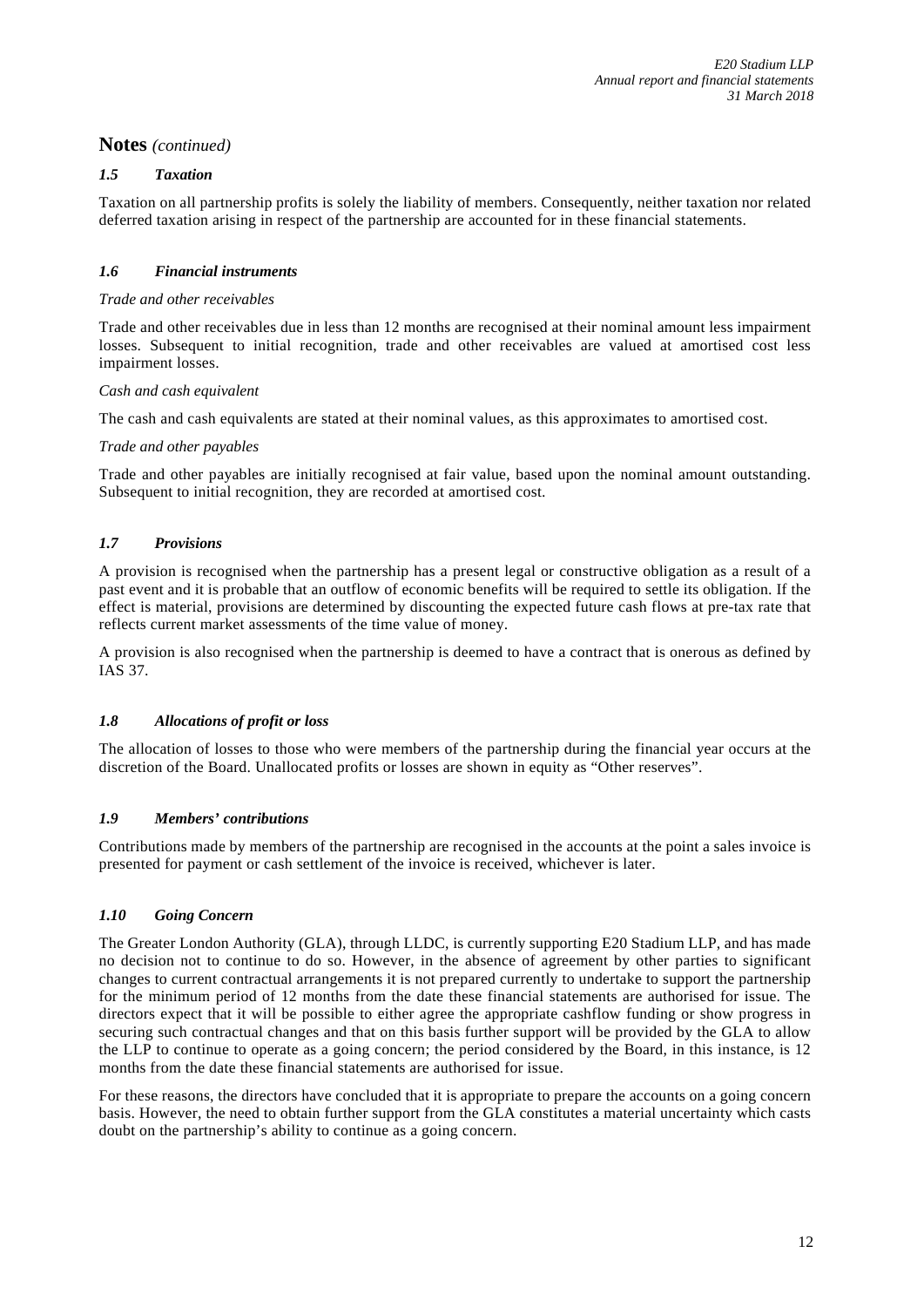## Notes *(continued)*

### *1.5 Taxation*

Taxation on all partnership profits is solely the liability of members. Consequently, neither taxation nor related deferred taxation arising in respect of the partnership are accounted for in these financial statements.

### *1.6 Financial instruments*

*Trade and other receivables*

Trade and other receivables due in less than 12 months are recognised at their nominal amount less impairment losses. Subsequent to initial recognition, trade and other receivables are valued at amortised cost less impairment losses.

*Cash and cash equivalent*

The cash and cash equivalents are stated at their nominal values, as this approximates to amortised cost.

*Trade and other payables*

Trade and other payables are initially recognised at fair value, based upon the nominal amount outstanding. Subsequent to initial recognition, they are recorded at amortised cost.

### *1.7 Provisions*

A provision is recognised when the partnership has a present legal or constructive obligation as a result of a past event and it is probable that an outflow of economic benefits will be required to settle its obligation. If the effect is material, provisions are determined by discounting the expected future cash flows at pre-tax rate that reflects current market assessments of the time value of money.

A provision is also recognised when the partnership is deemed to have a contract that is onerous as defined by IAS 37.

### *1.8 Allocations of profit or loss*

The allocation of losses to those who were members of the partnership during the financial year occurs at the discretion of the Board. Unallocated profits or losses are shown in equity as "Other reserves".

### *1.9 Members' contributions*

Contributions made by members of the partnership are recognised in the accounts at the point a sales invoice is presented for payment or cash settlement of the invoice is received, whichever is later.

### *1.10 Going Concern*

The Greater London Authority (GLA), through LLDC, is currently supporting E20 Stadium LLP, and has made no decision not to continue to do so. However, in the absence of agreement by other parties to significant changes to current contractual arrangements it is not prepared currently to undertake to support the partnership for the minimum period of 12 months from the date these financial statements are authorised for issue. The directors expect that it will be possible to either agree the appropriate cashflow funding or show progress in securing such contractual changes and that on this basis further support will be provided by the GLA to allow the LLP to continue to operate as a going concern; the period considered by the Board, in this instance, is 12 months from the date these financial statements are authorised for issue.

For these reasons, the directors have concluded that it is appropriate to prepare the accounts on a going concern basis. However, the need to obtain further support from the GLA constitutes a material uncertainty which casts doubt on the partnership's ability to continue as a going concern.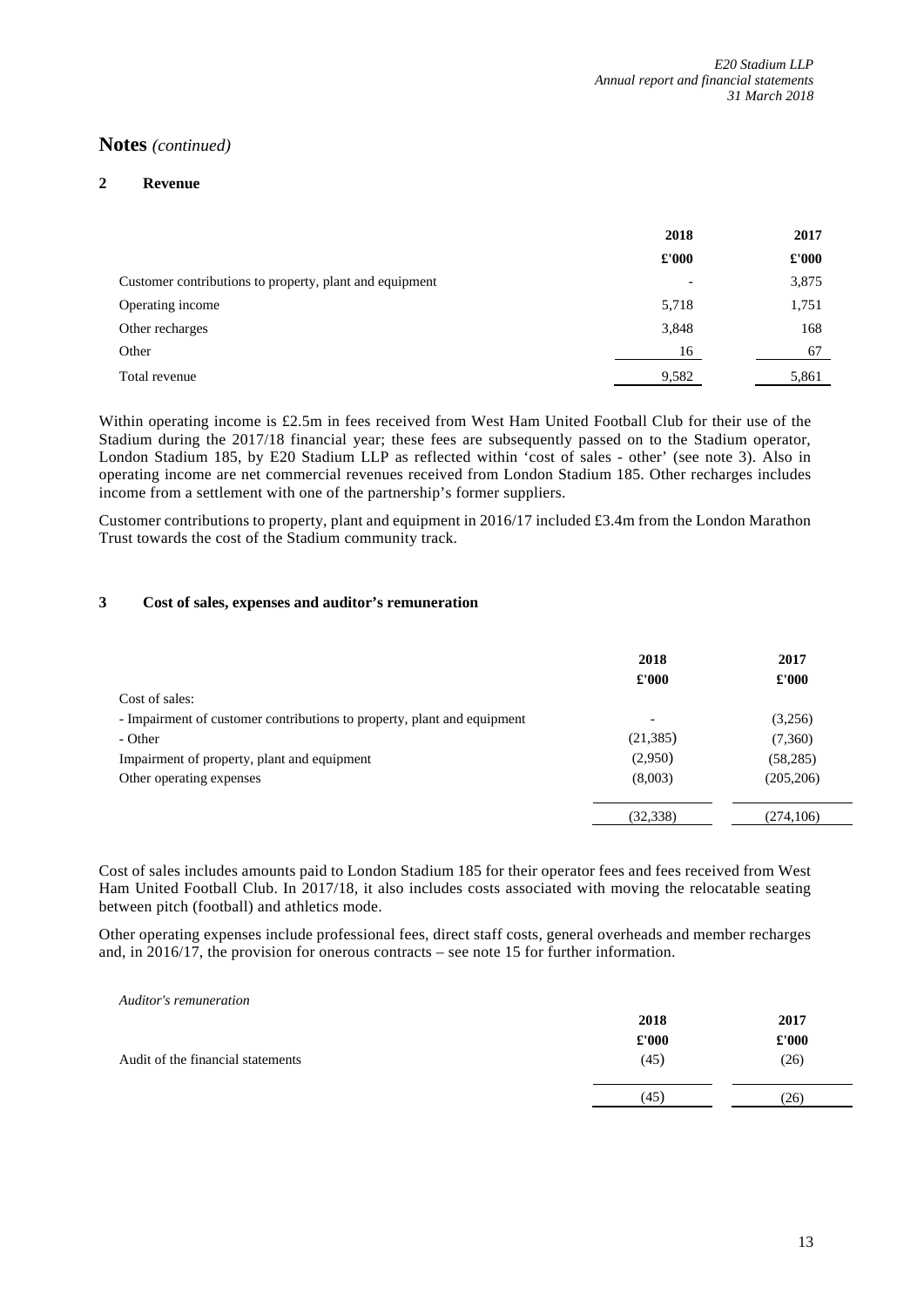## Notes *(continued)*

### 2 Revenue

| | 2018 | 2017 |
|---|---|---|
| | £'000 | £'000 |
| Customer contributions to property, plant and equipment | - | 3,875 |
| Operating income | 5,718 | 1,751 |
| Other recharges | 3,848 | 168 |
| Other | 16 | 67 |
| Total revenue | 9,582 | 5,861 |

Within operating income is £2.5m in fees received from West Ham United Football Club for their use of the Stadium during the 2017/18 financial year; these fees are subsequently passed on to the Stadium operator, London Stadium 185, by E20 Stadium LLP as reflected within 'cost of sales - other' (see note 3). Also in operating income are net commercial revenues received from London Stadium 185. Other recharges includes income from a settlement with one of the partnership's former suppliers.

Customer contributions to property, plant and equipment in 2016/17 included £3.4m from the London Marathon Trust towards the cost of the Stadium community track.

### 3 Cost of sales, expenses and auditor's remuneration

| | 2018 | 2017 |
|---|---|---|
| | £'000 | £'000 |
| Cost of sales: | | |
| - Impairment of customer contributions to property, plant and equipment | - | (3,256) |
| - Other | (21,385) | (7,360) |
| Impairment of property, plant and equipment | (2,950) | (58,285) |
| Other operating expenses | (8,003) | (205,206) |
| | (32,338) | (274,106) |

Cost of sales includes amounts paid to London Stadium 185 for their operator fees and fees received from West Ham United Football Club. In 2017/18, it also includes costs associated with moving the relocatable seating between pitch (football) and athletics mode.

Other operating expenses include professional fees, direct staff costs, general overheads and member recharges and, in 2016/17, the provision for onerous contracts – see note 15 for further information.

*Auditor's remuneration*

| | 2018 | 2017 |
|---|---|---|
| | £'000 | £'000 |
| Audit of the financial statements | (45) | (26) |
| | (45) | (26) |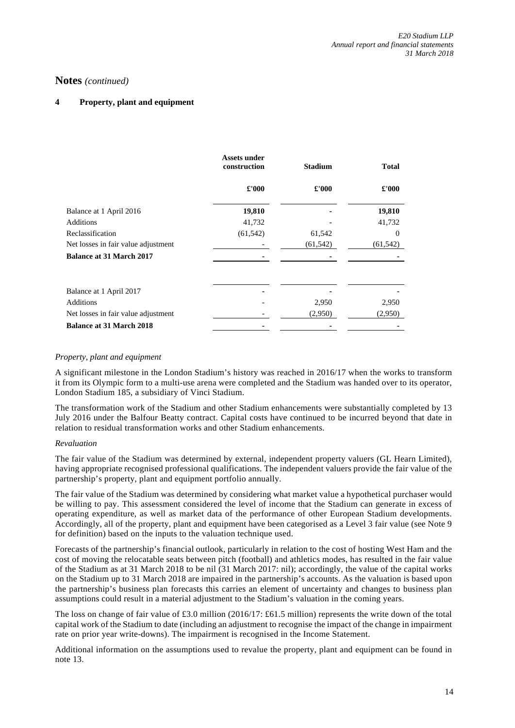# Notes *(continued)*

## 4 Property, plant and equipment

| | Assets under construction | Stadium | Total |
|---|---|---|---|
| | £'000 | £'000 | £'000 |
| Balance at 1 April 2016 | **19,810** | **-** | **19,810** |
| Additions | 41,732 | - | 41,732 |
| Reclassification | (61,542) | 61,542 | 0 |
| Net losses in fair value adjustment | - | (61,542) | (61,542) |
| **Balance at 31 March 2017** | **-** | **-** | **-** |
| | | | |
| Balance at 1 April 2017 | - | - | - |
| Additions | - | 2,950 | 2,950 |
| Net losses in fair value adjustment | - | (2,950) | (2,950) |
| **Balance at 31 March 2018** | **-** | **-** | **-** |

*Property, plant and equipment*

A significant milestone in the London Stadium's history was reached in 2016/17 when the works to transform it from its Olympic form to a multi-use arena were completed and the Stadium was handed over to its operator, London Stadium 185, a subsidiary of Vinci Stadium.

The transformation work of the Stadium and other Stadium enhancements were substantially completed by 13 July 2016 under the Balfour Beatty contract. Capital costs have continued to be incurred beyond that date in relation to residual transformation works and other Stadium enhancements.

*Revaluation*

The fair value of the Stadium was determined by external, independent property valuers (GL Hearn Limited), having appropriate recognised professional qualifications. The independent valuers provide the fair value of the partnership's property, plant and equipment portfolio annually.

The fair value of the Stadium was determined by considering what market value a hypothetical purchaser would be willing to pay. This assessment considered the level of income that the Stadium can generate in excess of operating expenditure, as well as market data of the performance of other European Stadium developments. Accordingly, all of the property, plant and equipment have been categorised as a Level 3 fair value (see Note 9 for definition) based on the inputs to the valuation technique used.

Forecasts of the partnership's financial outlook, particularly in relation to the cost of hosting West Ham and the cost of moving the relocatable seats between pitch (football) and athletics modes, has resulted in the fair value of the Stadium as at 31 March 2018 to be nil (31 March 2017: nil); accordingly, the value of the capital works on the Stadium up to 31 March 2018 are impaired in the partnership's accounts. As the valuation is based upon the partnership's business plan forecasts this carries an element of uncertainty and changes to business plan assumptions could result in a material adjustment to the Stadium's valuation in the coming years.

The loss on change of fair value of £3.0 million (2016/17: £61.5 million) represents the write down of the total capital work of the Stadium to date (including an adjustment to recognise the impact of the change in impairment rate on prior year write-downs). The impairment is recognised in the Income Statement.

Additional information on the assumptions used to revalue the property, plant and equipment can be found in note 13.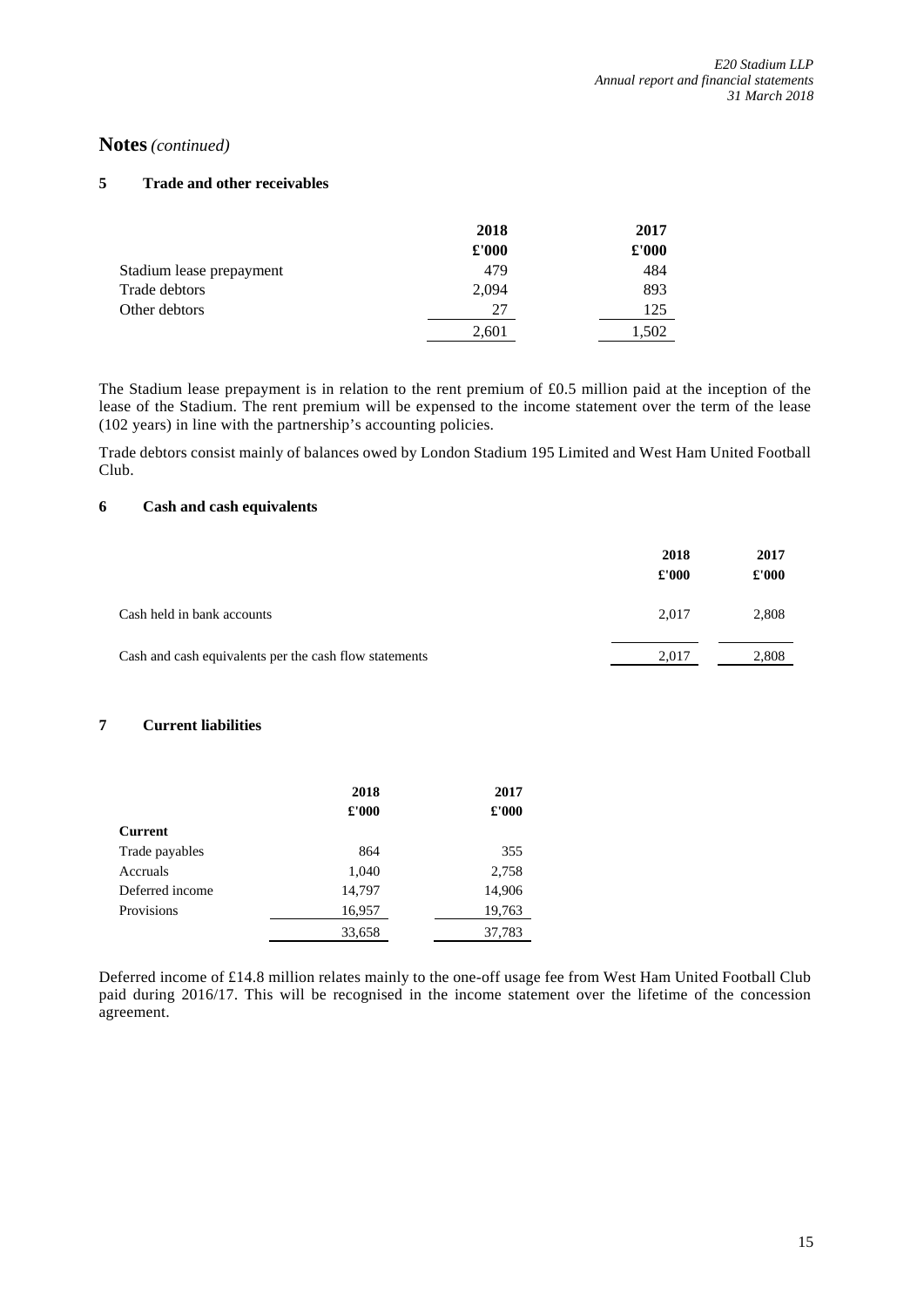## Notes *(continued)*

### 5 Trade and other receivables

| | 2018 | 2017 |
|---|---|---|
| | £'000 | £'000 |
| Stadium lease prepayment | 479 | 484 |
| Trade debtors | 2,094 | 893 |
| Other debtors | 27 | 125 |
| | 2,601 | 1,502 |

The Stadium lease prepayment is in relation to the rent premium of £0.5 million paid at the inception of the lease of the Stadium. The rent premium will be expensed to the income statement over the term of the lease (102 years) in line with the partnership's accounting policies.

Trade debtors consist mainly of balances owed by London Stadium 195 Limited and West Ham United Football Club.

### 6 Cash and cash equivalents

| | 2018 | 2017 |
|---|---|---|
| | £'000 | £'000 |
| Cash held in bank accounts | 2,017 | 2,808 |
| Cash and cash equivalents per the cash flow statements | 2,017 | 2,808 |

### 7 Current liabilities

| | 2018 | 2017 |
|---|---|---|
| | £'000 | £'000 |
| **Current** | | |
| Trade payables | 864 | 355 |
| Accruals | 1,040 | 2,758 |
| Deferred income | 14,797 | 14,906 |
| Provisions | 16,957 | 19,763 |
| | 33,658 | 37,783 |

Deferred income of £14.8 million relates mainly to the one-off usage fee from West Ham United Football Club paid during 2016/17. This will be recognised in the income statement over the lifetime of the concession agreement.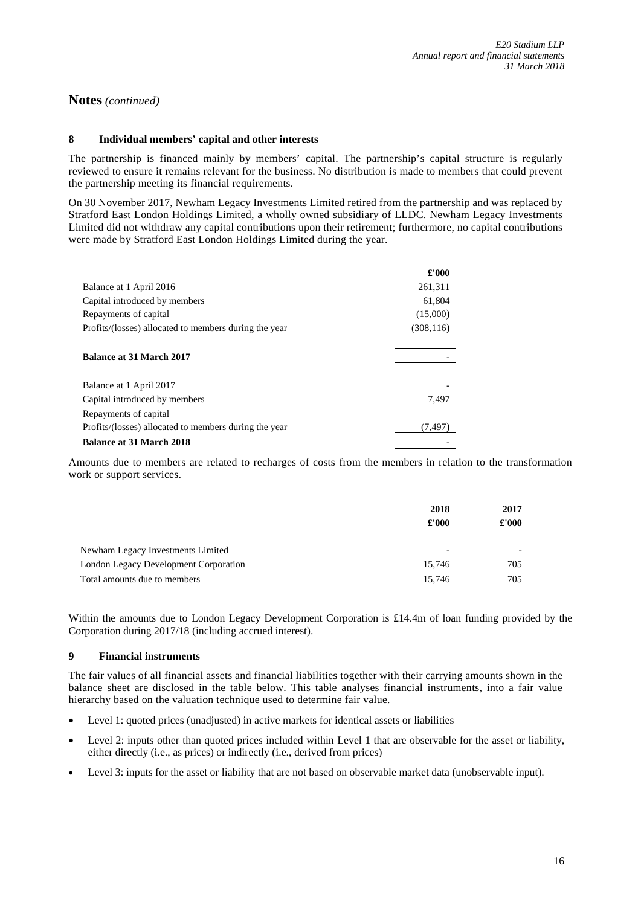## Notes *(continued)*

### 8 Individual members' capital and other interests

The partnership is financed mainly by members' capital. The partnership's capital structure is regularly reviewed to ensure it remains relevant for the business. No distribution is made to members that could prevent the partnership meeting its financial requirements.

On 30 November 2017, Newham Legacy Investments Limited retired from the partnership and was replaced by Stratford East London Holdings Limited, a wholly owned subsidiary of LLDC. Newham Legacy Investments Limited did not withdraw any capital contributions upon their retirement; furthermore, no capital contributions were made by Stratford East London Holdings Limited during the year.

| | £'000 |
|---|---|
| Balance at 1 April 2016 | 261,311 |
| Capital introduced by members | 61,804 |
| Repayments of capital | (15,000) |
| Profits/(losses) allocated to members during the year | (308,116) |
| **Balance at 31 March 2017** | - |
| Balance at 1 April 2017 | - |
| Capital introduced by members | 7,497 |
| Repayments of capital | |
| Profits/(losses) allocated to members during the year | (7,497) |
| **Balance at 31 March 2018** | - |

Amounts due to members are related to recharges of costs from the members in relation to the transformation work or support services.

| | 2018 £'000 | 2017 £'000 |
|---|---|---|
| Newham Legacy Investments Limited | - | - |
| London Legacy Development Corporation | 15,746 | 705 |
| Total amounts due to members | 15,746 | 705 |

Within the amounts due to London Legacy Development Corporation is £14.4m of loan funding provided by the Corporation during 2017/18 (including accrued interest).

### 9 Financial instruments

The fair values of all financial assets and financial liabilities together with their carrying amounts shown in the balance sheet are disclosed in the table below. This table analyses financial instruments, into a fair value hierarchy based on the valuation technique used to determine fair value.

- Level 1: quoted prices (unadjusted) in active markets for identical assets or liabilities
- Level 2: inputs other than quoted prices included within Level 1 that are observable for the asset or liability, either directly (i.e., as prices) or indirectly (i.e., derived from prices)
- Level 3: inputs for the asset or liability that are not based on observable market data (unobservable input).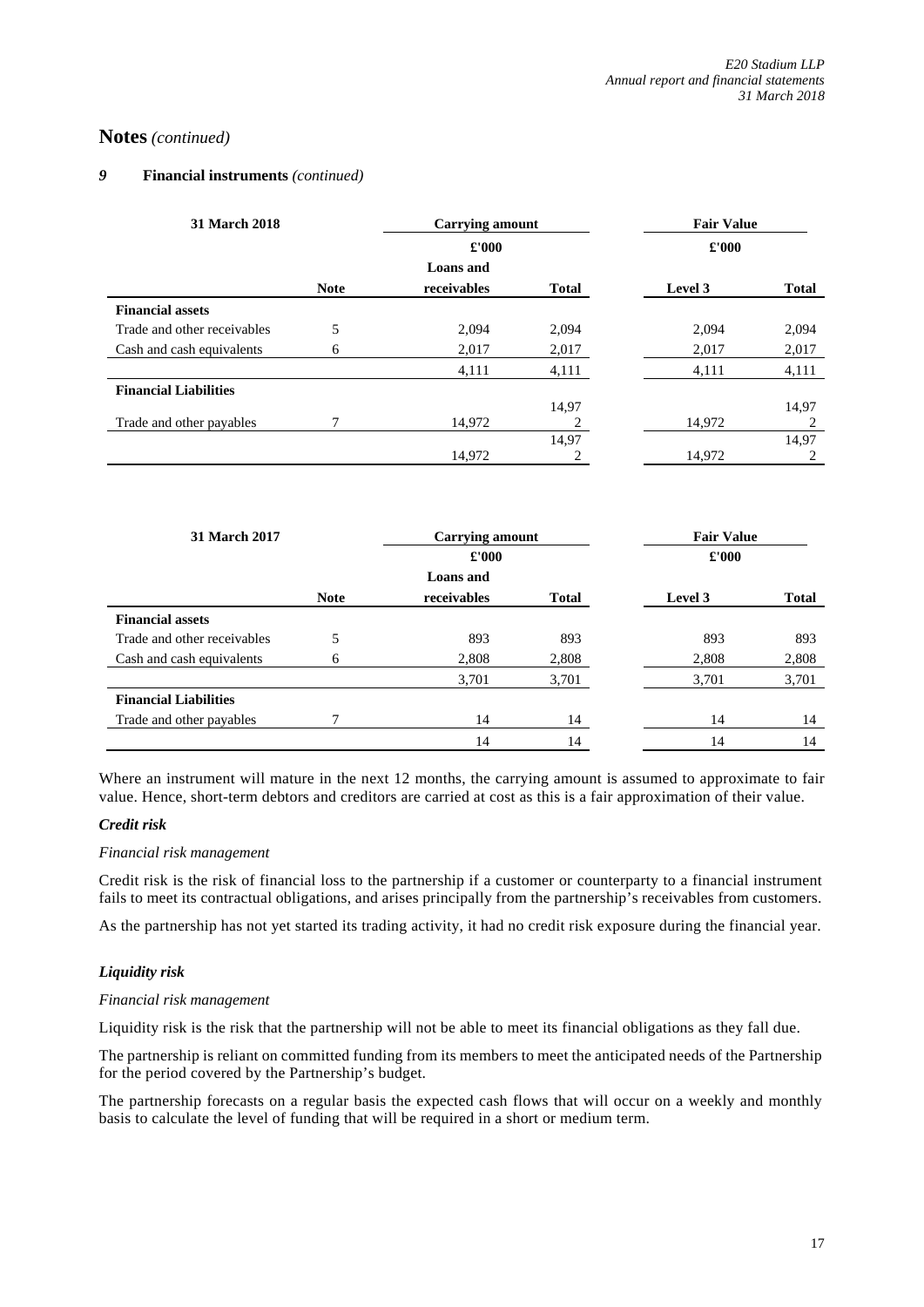# Notes *(continued)*

## *9* Financial instruments *(continued)*

| 31 March 2018 | | Carrying amount | | Fair Value | |
|---|---|---|---|---|---|
| | | £'000 | | £'000 | |
| | Note | Loans and receivables | Total | Level 3 | Total |
| **Financial assets** | | | | | |
| Trade and other receivables | 5 | 2,094 | 2,094 | 2,094 | 2,094 |
| Cash and cash equivalents | 6 | 2,017 | 2,017 | 2,017 | 2,017 |
| | | 4,111 | 4,111 | 4,111 | 4,111 |
| **Financial Liabilities** | | | | | |
| Trade and other payables | 7 | 14,972 | 14,972 | 14,972 | 14,972 |
| | | 14,972 | 14,972 | 14,972 | 14,972 |

| 31 March 2017 | | Carrying amount | | Fair Value | |
|---|---|---|---|---|---|
| | | £'000 | | £'000 | |
| | Note | Loans and receivables | Total | Level 3 | Total |
| **Financial assets** | | | | | |
| Trade and other receivables | 5 | 893 | 893 | 893 | 893 |
| Cash and cash equivalents | 6 | 2,808 | 2,808 | 2,808 | 2,808 |
| | | 3,701 | 3,701 | 3,701 | 3,701 |
| **Financial Liabilities** | | | | | |
| Trade and other payables | 7 | 14 | 14 | 14 | 14 |
| | | 14 | 14 | 14 | 14 |

Where an instrument will mature in the next 12 months, the carrying amount is assumed to approximate to fair value. Hence, short-term debtors and creditors are carried at cost as this is a fair approximation of their value.

***Credit risk***

*Financial risk management*

Credit risk is the risk of financial loss to the partnership if a customer or counterparty to a financial instrument fails to meet its contractual obligations, and arises principally from the partnership's receivables from customers.

As the partnership has not yet started its trading activity, it had no credit risk exposure during the financial year.

***Liquidity risk***

*Financial risk management*

Liquidity risk is the risk that the partnership will not be able to meet its financial obligations as they fall due.

The partnership is reliant on committed funding from its members to meet the anticipated needs of the Partnership for the period covered by the Partnership's budget.

The partnership forecasts on a regular basis the expected cash flows that will occur on a weekly and monthly basis to calculate the level of funding that will be required in a short or medium term.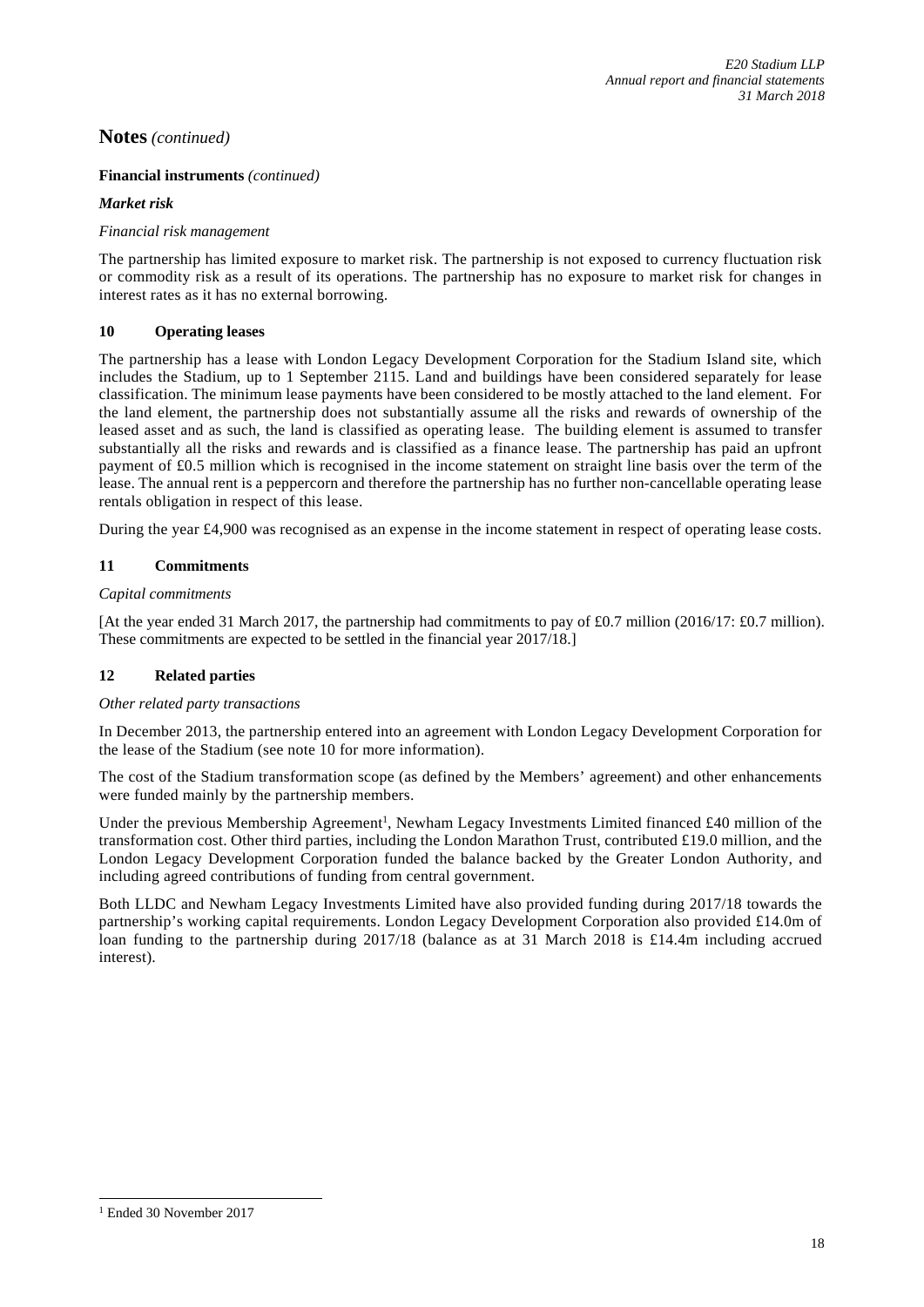# Notes *(continued)*

**Financial instruments** *(continued)*

***Market risk***

*Financial risk management*

The partnership has limited exposure to market risk. The partnership is not exposed to currency fluctuation risk or commodity risk as a result of its operations. The partnership has no exposure to market risk for changes in interest rates as it has no external borrowing.

## 10 Operating leases

The partnership has a lease with London Legacy Development Corporation for the Stadium Island site, which includes the Stadium, up to 1 September 2115. Land and buildings have been considered separately for lease classification. The minimum lease payments have been considered to be mostly attached to the land element. For the land element, the partnership does not substantially assume all the risks and rewards of ownership of the leased asset and as such, the land is classified as operating lease. The building element is assumed to transfer substantially all the risks and rewards and is classified as a finance lease. The partnership has paid an upfront payment of £0.5 million which is recognised in the income statement on straight line basis over the term of the lease. The annual rent is a peppercorn and therefore the partnership has no further non-cancellable operating lease rentals obligation in respect of this lease.

During the year £4,900 was recognised as an expense in the income statement in respect of operating lease costs.

## 11 Commitments

*Capital commitments*

[At the year ended 31 March 2017, the partnership had commitments to pay of £0.7 million (2016/17: £0.7 million). These commitments are expected to be settled in the financial year 2017/18.]

## 12 Related parties

*Other related party transactions*

In December 2013, the partnership entered into an agreement with London Legacy Development Corporation for the lease of the Stadium (see note 10 for more information).

The cost of the Stadium transformation scope (as defined by the Members' agreement) and other enhancements were funded mainly by the partnership members.

Under the previous Membership Agreement[1], Newham Legacy Investments Limited financed £40 million of the transformation cost. Other third parties, including the London Marathon Trust, contributed £19.0 million, and the London Legacy Development Corporation funded the balance backed by the Greater London Authority, and including agreed contributions of funding from central government.

Both LLDC and Newham Legacy Investments Limited have also provided funding during 2017/18 towards the partnership's working capital requirements. London Legacy Development Corporation also provided £14.0m of loan funding to the partnership during 2017/18 (balance as at 31 March 2018 is £14.4m including accrued interest).

[1] Ended 30 November 2017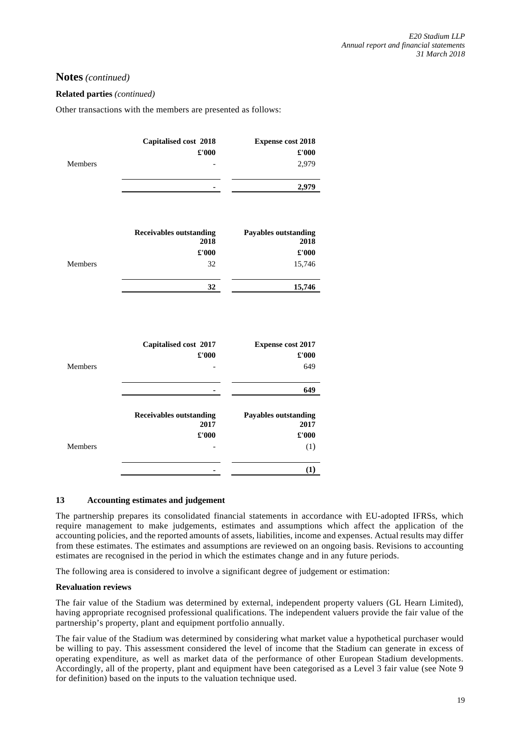## Notes *(continued)*

**Related parties** *(continued)*

Other transactions with the members are presented as follows:

| | Capitalised cost 2018 | Expense cost 2018 |
|---|---|---|
| | £'000 | £'000 |
| Members | - | 2,979 |
| | **-** | **2,979** |

| | Receivables outstanding 2018 | Payables outstanding 2018 |
|---|---|---|
| | £'000 | £'000 |
| Members | 32 | 15,746 |
| | **32** | **15,746** |

| | Capitalised cost 2017 | Expense cost 2017 |
|---|---|---|
| | £'000 | £'000 |
| Members | - | 649 |
| | **-** | **649** |

| | Receivables outstanding 2017 | Payables outstanding 2017 |
|---|---|---|
| | £'000 | £'000 |
| Members | - | (1) |
| | **-** | **(1)** |

### 13 Accounting estimates and judgement

The partnership prepares its consolidated financial statements in accordance with EU-adopted IFRSs, which require management to make judgements, estimates and assumptions which affect the application of the accounting policies, and the reported amounts of assets, liabilities, income and expenses. Actual results may differ from these estimates. The estimates and assumptions are reviewed on an ongoing basis. Revisions to accounting estimates are recognised in the period in which the estimates change and in any future periods.

The following area is considered to involve a significant degree of judgement or estimation:

**Revaluation reviews**

The fair value of the Stadium was determined by external, independent property valuers (GL Hearn Limited), having appropriate recognised professional qualifications. The independent valuers provide the fair value of the partnership's property, plant and equipment portfolio annually.

The fair value of the Stadium was determined by considering what market value a hypothetical purchaser would be willing to pay. This assessment considered the level of income that the Stadium can generate in excess of operating expenditure, as well as market data of the performance of other European Stadium developments. Accordingly, all of the property, plant and equipment have been categorised as a Level 3 fair value (see Note 9 for definition) based on the inputs to the valuation technique used.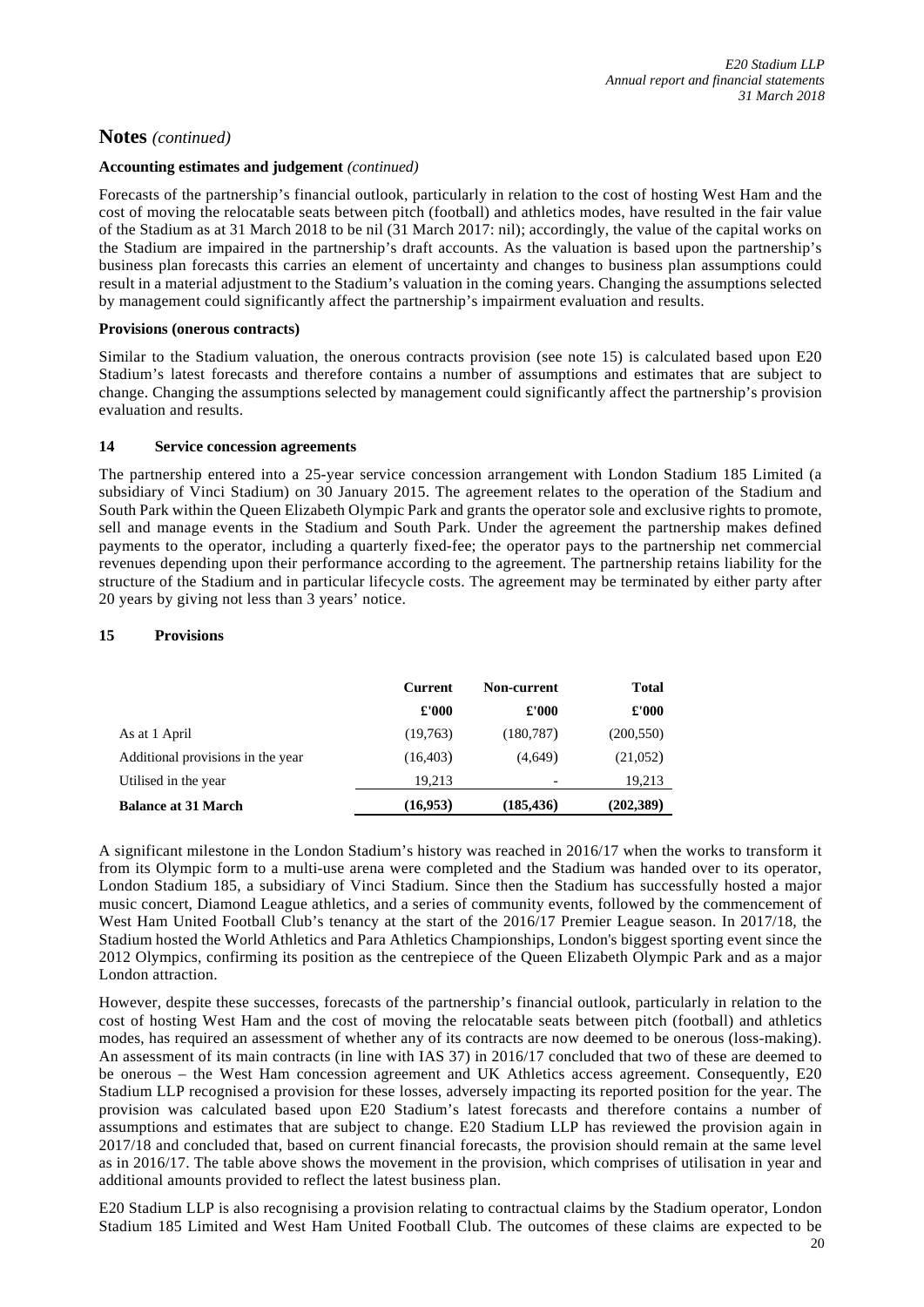## Notes *(continued)*

**Accounting estimates and judgement** *(continued)*

Forecasts of the partnership's financial outlook, particularly in relation to the cost of hosting West Ham and the cost of moving the relocatable seats between pitch (football) and athletics modes, have resulted in the fair value of the Stadium as at 31 March 2018 to be nil (31 March 2017: nil); accordingly, the value of the capital works on the Stadium are impaired in the partnership's draft accounts. As the valuation is based upon the partnership's business plan forecasts this carries an element of uncertainty and changes to business plan assumptions could result in a material adjustment to the Stadium's valuation in the coming years. Changing the assumptions selected by management could significantly affect the partnership's impairment evaluation and results.

**Provisions (onerous contracts)**

Similar to the Stadium valuation, the onerous contracts provision (see note 15) is calculated based upon E20 Stadium's latest forecasts and therefore contains a number of assumptions and estimates that are subject to change. Changing the assumptions selected by management could significantly affect the partnership's provision evaluation and results.

### 14 Service concession agreements

The partnership entered into a 25-year service concession arrangement with London Stadium 185 Limited (a subsidiary of Vinci Stadium) on 30 January 2015. The agreement relates to the operation of the Stadium and South Park within the Queen Elizabeth Olympic Park and grants the operator sole and exclusive rights to promote, sell and manage events in the Stadium and South Park. Under the agreement the partnership makes defined payments to the operator, including a quarterly fixed-fee; the operator pays to the partnership net commercial revenues depending upon their performance according to the agreement. The partnership retains liability for the structure of the Stadium and in particular lifecycle costs. The agreement may be terminated by either party after 20 years by giving not less than 3 years' notice.

### 15 Provisions

| | Current | Non-current | Total |
|---|---|---|---|
| | £'000 | £'000 | £'000 |
| As at 1 April | (19,763) | (180,787) | (200,550) |
| Additional provisions in the year | (16,403) | (4,649) | (21,052) |
| Utilised in the year | 19,213 | - | 19,213 |
| **Balance at 31 March** | **(16,953)** | **(185,436)** | **(202,389)** |

A significant milestone in the London Stadium's history was reached in 2016/17 when the works to transform it from its Olympic form to a multi-use arena were completed and the Stadium was handed over to its operator, London Stadium 185, a subsidiary of Vinci Stadium. Since then the Stadium has successfully hosted a major music concert, Diamond League athletics, and a series of community events, followed by the commencement of West Ham United Football Club's tenancy at the start of the 2016/17 Premier League season. In 2017/18, the Stadium hosted the World Athletics and Para Athletics Championships, London's biggest sporting event since the 2012 Olympics, confirming its position as the centrepiece of the Queen Elizabeth Olympic Park and as a major London attraction.

However, despite these successes, forecasts of the partnership's financial outlook, particularly in relation to the cost of hosting West Ham and the cost of moving the relocatable seats between pitch (football) and athletics modes, has required an assessment of whether any of its contracts are now deemed to be onerous (loss-making). An assessment of its main contracts (in line with IAS 37) in 2016/17 concluded that two of these are deemed to be onerous – the West Ham concession agreement and UK Athletics access agreement. Consequently, E20 Stadium LLP recognised a provision for these losses, adversely impacting its reported position for the year. The provision was calculated based upon E20 Stadium's latest forecasts and therefore contains a number of assumptions and estimates that are subject to change. E20 Stadium LLP has reviewed the provision again in 2017/18 and concluded that, based on current financial forecasts, the provision should remain at the same level as in 2016/17. The table above shows the movement in the provision, which comprises of utilisation in year and additional amounts provided to reflect the latest business plan.

E20 Stadium LLP is also recognising a provision relating to contractual claims by the Stadium operator, London Stadium 185 Limited and West Ham United Football Club. The outcomes of these claims are expected to be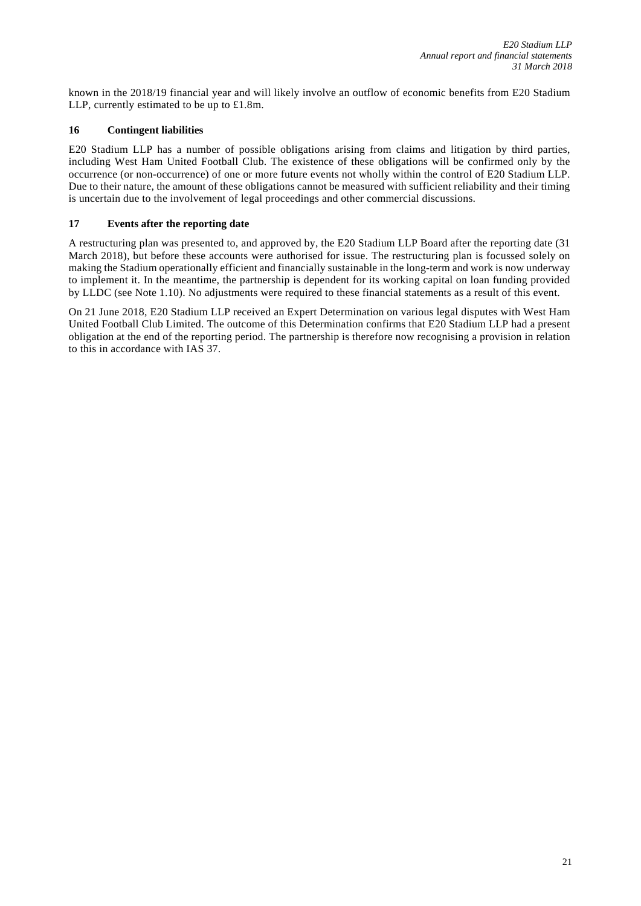known in the 2018/19 financial year and will likely involve an outflow of economic benefits from E20 Stadium LLP, currently estimated to be up to £1.8m.

## 16 Contingent liabilities

E20 Stadium LLP has a number of possible obligations arising from claims and litigation by third parties, including West Ham United Football Club. The existence of these obligations will be confirmed only by the occurrence (or non-occurrence) of one or more future events not wholly within the control of E20 Stadium LLP. Due to their nature, the amount of these obligations cannot be measured with sufficient reliability and their timing is uncertain due to the involvement of legal proceedings and other commercial discussions.

## 17 Events after the reporting date

A restructuring plan was presented to, and approved by, the E20 Stadium LLP Board after the reporting date (31 March 2018), but before these accounts were authorised for issue. The restructuring plan is focussed solely on making the Stadium operationally efficient and financially sustainable in the long-term and work is now underway to implement it. In the meantime, the partnership is dependent for its working capital on loan funding provided by LLDC (see Note 1.10). No adjustments were required to these financial statements as a result of this event.

On 21 June 2018, E20 Stadium LLP received an Expert Determination on various legal disputes with West Ham United Football Club Limited. The outcome of this Determination confirms that E20 Stadium LLP had a present obligation at the end of the reporting period. The partnership is therefore now recognising a provision in relation to this in accordance with IAS 37.